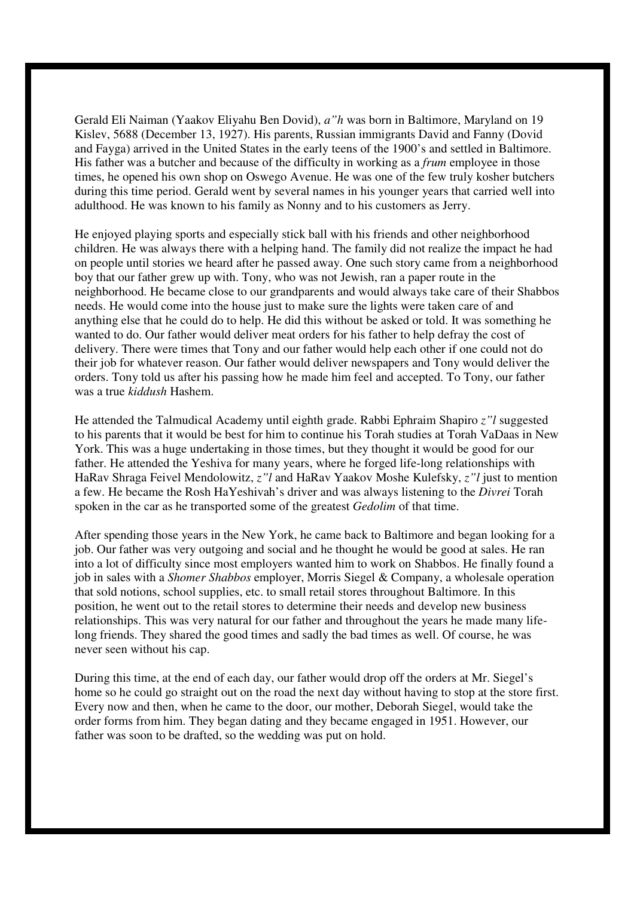Gerald Eli Naiman (Yaakov Eliyahu Ben Dovid), *a"h* was born in Baltimore, Maryland on 19 Kislev, 5688 (December 13, 1927). His parents, Russian immigrants David and Fanny (Dovid and Fayga) arrived in the United States in the early teens of the 1900's and settled in Baltimore. His father was a butcher and because of the difficulty in working as a *frum* employee in those times, he opened his own shop on Oswego Avenue. He was one of the few truly kosher butchers during this time period. Gerald went by several names in his younger years that carried well into adulthood. He was known to his family as Nonny and to his customers as Jerry.

He enjoyed playing sports and especially stick ball with his friends and other neighborhood children. He was always there with a helping hand. The family did not realize the impact he had on people until stories we heard after he passed away. One such story came from a neighborhood boy that our father grew up with. Tony, who was not Jewish, ran a paper route in the neighborhood. He became close to our grandparents and would always take care of their Shabbos needs. He would come into the house just to make sure the lights were taken care of and anything else that he could do to help. He did this without be asked or told. It was something he wanted to do. Our father would deliver meat orders for his father to help defray the cost of delivery. There were times that Tony and our father would help each other if one could not do their job for whatever reason. Our father would deliver newspapers and Tony would deliver the orders. Tony told us after his passing how he made him feel and accepted. To Tony, our father was a true *kiddush* Hashem.

He attended the Talmudical Academy until eighth grade. Rabbi Ephraim Shapiro *z"l* suggested to his parents that it would be best for him to continue his Torah studies at Torah VaDaas in New York. This was a huge undertaking in those times, but they thought it would be good for our father. He attended the Yeshiva for many years, where he forged life-long relationships with HaRav Shraga Feivel Mendolowitz, *z"l* and HaRav Yaakov Moshe Kulefsky, *z"l* just to mention a few. He became the Rosh HaYeshivah's driver and was always listening to the *Divrei* Torah spoken in the car as he transported some of the greatest *Gedolim* of that time.

After spending those years in the New York, he came back to Baltimore and began looking for a job. Our father was very outgoing and social and he thought he would be good at sales. He ran into a lot of difficulty since most employers wanted him to work on Shabbos. He finally found a job in sales with a *Shomer Shabbos* employer, Morris Siegel & Company, a wholesale operation that sold notions, school supplies, etc. to small retail stores throughout Baltimore. In this position, he went out to the retail stores to determine their needs and develop new business relationships. This was very natural for our father and throughout the years he made many life-long friends. They shared the good times and sadly the bad times as well. Of course, he was never seen without his cap.

During this time, at the end of each day, our father would drop off the orders at Mr. Siegel's home so he could go straight out on the road the next day without having to stop at the store first. Every now and then, when he came to the door, our mother, Deborah Siegel, would take the order forms from him. They began dating and they became engaged in 1951. However, our father was soon to be drafted, so the wedding was put on hold.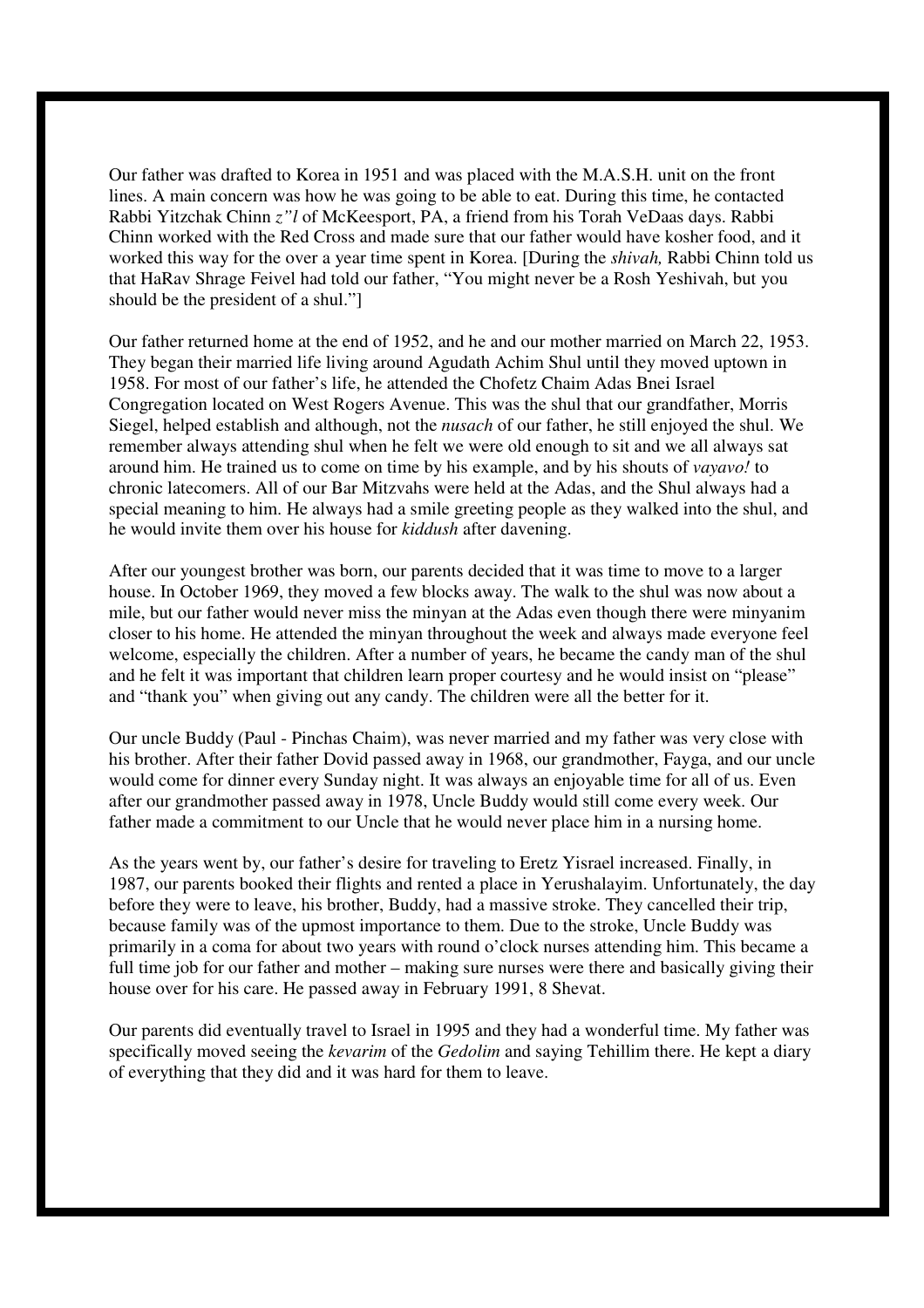Our father was drafted to Korea in 1951 and was placed with the M.A.S.H. unit on the front lines. A main concern was how he was going to be able to eat. During this time, he contacted Rabbi Yitzchak Chinn *z"l* of McKeesport, PA, a friend from his Torah VeDaas days. Rabbi Chinn worked with the Red Cross and made sure that our father would have kosher food, and it worked this way for the over a year time spent in Korea. [During the *shivah,* Rabbi Chinn told us that HaRav Shrage Feivel had told our father, "You might never be a Rosh Yeshivah, but you should be the president of a shul."]

Our father returned home at the end of 1952, and he and our mother married on March 22, 1953. They began their married life living around Agudath Achim Shul until they moved uptown in 1958. For most of our father's life, he attended the Chofetz Chaim Adas Bnei Israel Congregation located on West Rogers Avenue. This was the shul that our grandfather, Morris Siegel, helped establish and although, not the *nusach* of our father, he still enjoyed the shul. We remember always attending shul when he felt we were old enough to sit and we all always sat around him. He trained us to come on time by his example, and by his shouts of *vayavo!* to chronic latecomers. All of our Bar Mitzvahs were held at the Adas, and the Shul always had a special meaning to him. He always had a smile greeting people as they walked into the shul, and he would invite them over his house for *kiddush* after davening.

After our youngest brother was born, our parents decided that it was time to move to a larger house. In October 1969, they moved a few blocks away. The walk to the shul was now about a mile, but our father would never miss the minyan at the Adas even though there were minyanim closer to his home. He attended the minyan throughout the week and always made everyone feel welcome, especially the children. After a number of years, he became the candy man of the shul and he felt it was important that children learn proper courtesy and he would insist on "please" and "thank you" when giving out any candy. The children were all the better for it.

Our uncle Buddy (Paul - Pinchas Chaim), was never married and my father was very close with his brother. After their father Dovid passed away in 1968, our grandmother, Fayga, and our uncle would come for dinner every Sunday night. It was always an enjoyable time for all of us. Even after our grandmother passed away in 1978, Uncle Buddy would still come every week. Our father made a commitment to our Uncle that he would never place him in a nursing home.

As the years went by, our father's desire for traveling to Eretz Yisrael increased. Finally, in 1987, our parents booked their flights and rented a place in Yerushalayim. Unfortunately, the day before they were to leave, his brother, Buddy, had a massive stroke. They cancelled their trip, because family was of the upmost importance to them. Due to the stroke, Uncle Buddy was primarily in a coma for about two years with round o'clock nurses attending him. This became a full time job for our father and mother – making sure nurses were there and basically giving their house over for his care. He passed away in February 1991, 8 Shevat.

Our parents did eventually travel to Israel in 1995 and they had a wonderful time. My father was specifically moved seeing the *kevarim* of the *Gedolim* and saying Tehillim there. He kept a diary of everything that they did and it was hard for them to leave.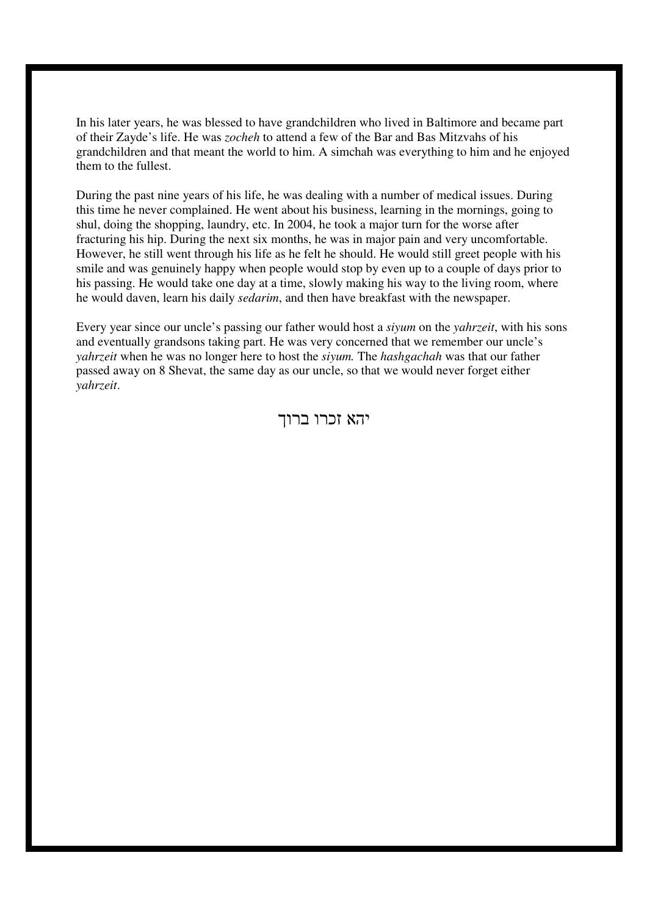In his later years, he was blessed to have grandchildren who lived in Baltimore and became part of their Zayde's life. He was *zocheh* to attend a few of the Bar and Bas Mitzvahs of his grandchildren and that meant the world to him. A simchah was everything to him and he enjoyed them to the fullest.

During the past nine years of his life, he was dealing with a number of medical issues. During this time he never complained. He went about his business, learning in the mornings, going to shul, doing the shopping, laundry, etc. In 2004, he took a major turn for the worse after fracturing his hip. During the next six months, he was in major pain and very uncomfortable. However, he still went through his life as he felt he should. He would still greet people with his smile and was genuinely happy when people would stop by even up to a couple of days prior to his passing. He would take one day at a time, slowly making his way to the living room, where he would daven, learn his daily *sedarim*, and then have breakfast with the newspaper.

Every year since our uncle's passing our father would host a *siyum* on the *yahrzeit*, with his sons and eventually grandsons taking part. He was very concerned that we remember our uncle's *yahrzeit* when he was no longer here to host the *siyum.* The *hashgachah* was that our father passed away on 8 Shevat, the same day as our uncle, so that we would never forget either *yahrzeit*.

יהא זכרו ברוך